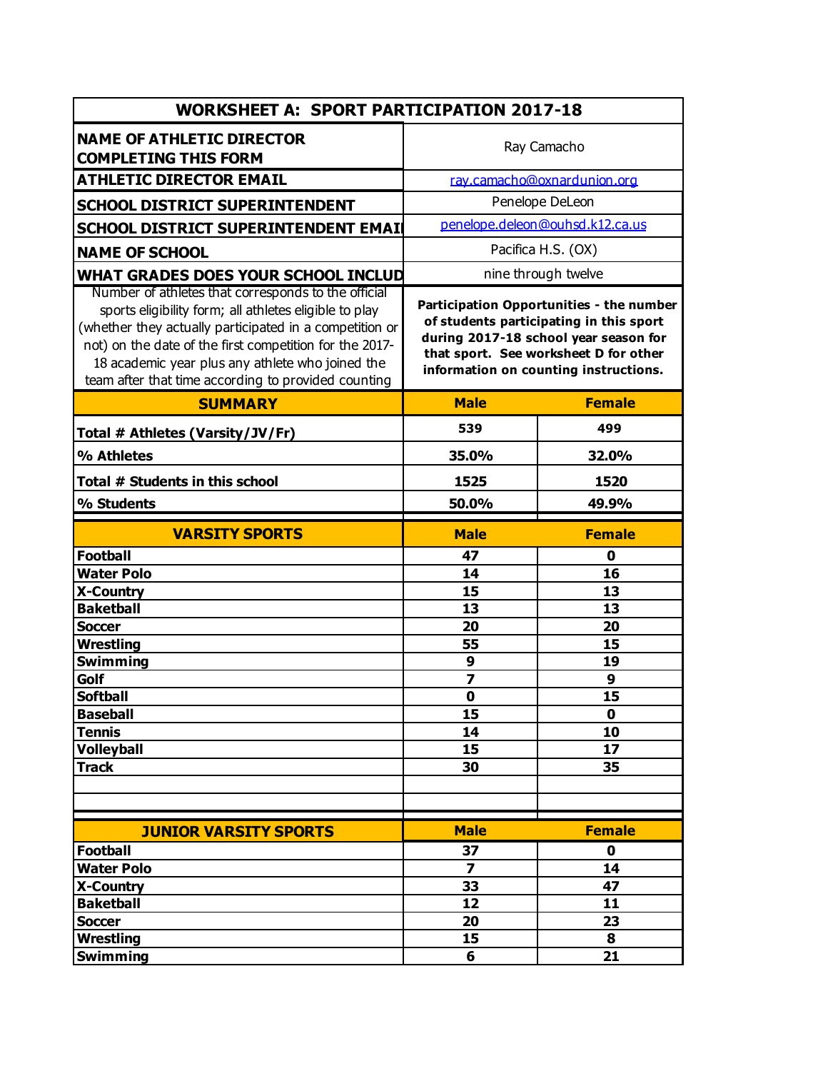## WORKSHEET A: SPORT PARTICIPATION 2017-18

| | | |
|---|---|---|
| **NAME OF ATHLETIC DIRECTOR COMPLETING THIS FORM** | Ray Camacho | |
| **ATHLETIC DIRECTOR EMAIL** | ray.camacho@oxnardunion.org | |
| **SCHOOL DISTRICT SUPERINTENDENT** | Penelope DeLeon | |
| **SCHOOL DISTRICT SUPERINTENDENT EMAI** | penelope.deleon@ouhsd.k12.ca.us | |
| **NAME OF SCHOOL** | Pacifica H.S. (OX) | |
| **WHAT GRADES DOES YOUR SCHOOL INCLUD** | nine through twelve | |
| Number of athletes that corresponds to the official sports eligibility form; all athletes eligible to play (whether they actually participated in a competition or not) on the date of the first competition for the 2017-18 academic year plus any athlete who joined the team after that time according to provided counting | **Participation Opportunities - the number of students participating in this sport during 2017-18 school year season for that sport. See worksheet D for other information on counting instructions.** | |
| **SUMMARY** | **Male** | **Female** |
| **Total # Athletes (Varsity/JV/Fr)** | **539** | **499** |
| **% Athletes** | **35.0%** | **32.0%** |
| **Total # Students in this school** | **1525** | **1520** |
| **% Students** | **50.0%** | **49.9%** |
| **VARSITY SPORTS** | **Male** | **Female** |
| **Football** | **47** | **0** |
| **Water Polo** | **14** | **16** |
| **X-Country** | **15** | **13** |
| **Baketball** | **13** | **13** |
| **Soccer** | **20** | **20** |
| **Wrestling** | **55** | **15** |
| **Swimming** | **9** | **19** |
| **Golf** | **7** | **9** |
| **Softball** | **0** | **15** |
| **Baseball** | **15** | **0** |
| **Tennis** | **14** | **10** |
| **Volleyball** | **15** | **17** |
| **Track** | **30** | **35** |
| | | |
| | | |
| **JUNIOR VARSITY SPORTS** | **Male** | **Female** |
| **Football** | **37** | **0** |
| **Water Polo** | **7** | **14** |
| **X-Country** | **33** | **47** |
| **Baketball** | **12** | **11** |
| **Soccer** | **20** | **23** |
| **Wrestling** | **15** | **8** |
| **Swimming** | **6** | **21** |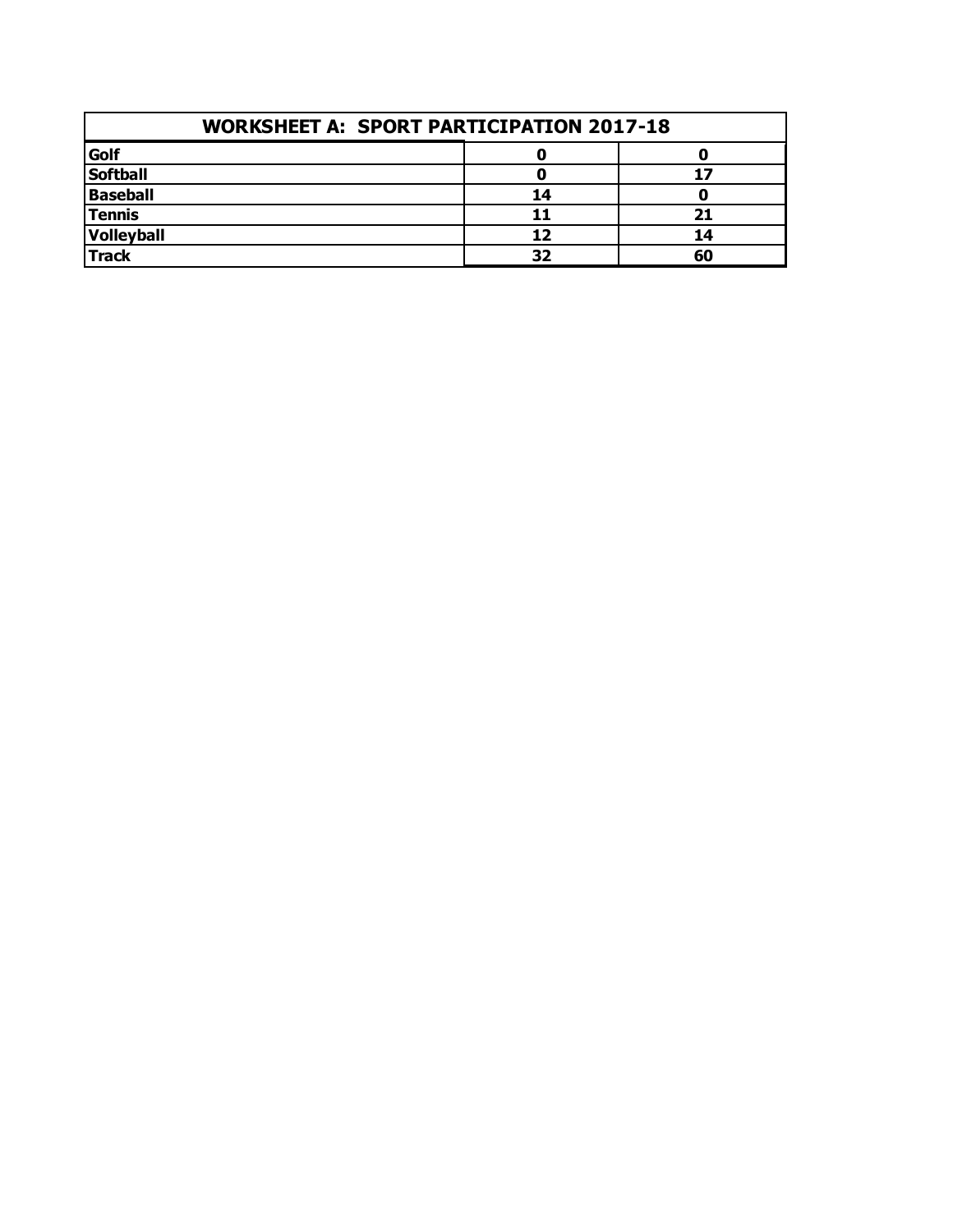| WORKSHEET A: SPORT PARTICIPATION 2017-18 | | |
|---|---|---|
| **Golf** | **0** | **0** |
| **Softball** | **0** | **17** |
| **Baseball** | **14** | **0** |
| **Tennis** | **11** | **21** |
| **Volleyball** | **12** | **14** |
| **Track** | **32** | **60** |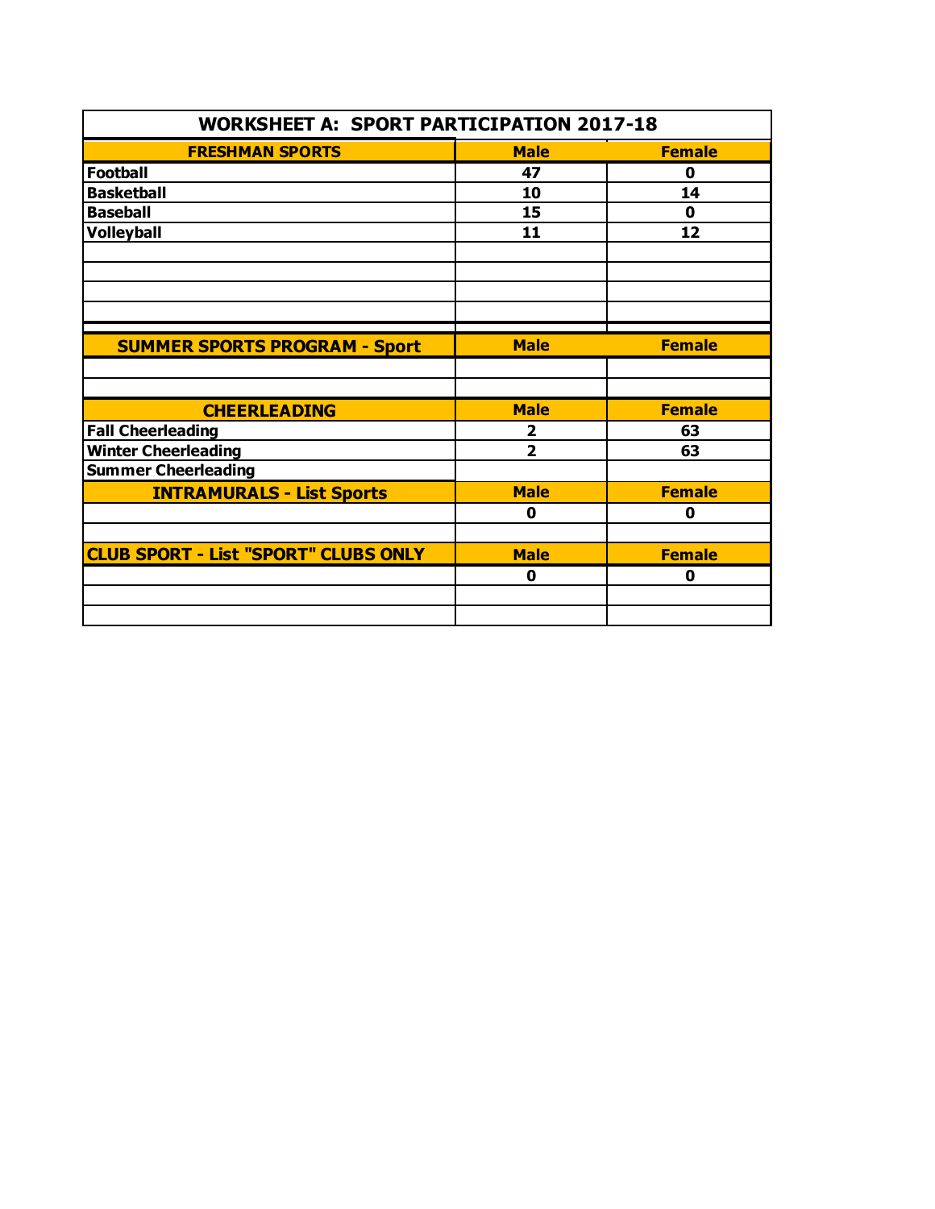| WORKSHEET A:  SPORT PARTICIPATION 2017-18 | | |
|---|---|---|
| **FRESHMAN SPORTS** | **Male** | **Female** |
| **Football** | 47 | 0 |
| **Basketball** | 10 | 14 |
| **Baseball** | 15 | 0 |
| **Volleyball** | 11 | 12 |
| | | |
| | | |
| | | |
| | | |
| **SUMMER SPORTS PROGRAM - Sport** | **Male** | **Female** |
| | | |
| | | |
| **CHEERLEADING** | **Male** | **Female** |
| **Fall Cheerleading** | 2 | 63 |
| **Winter Cheerleading** | 2 | 63 |
| **Summer Cheerleading** | | |
| **INTRAMURALS - List Sports** | **Male** | **Female** |
| | 0 | 0 |
| | | |
| **CLUB SPORT - List "SPORT" CLUBS ONLY** | **Male** | **Female** |
| | 0 | 0 |
| | | |
| | | |